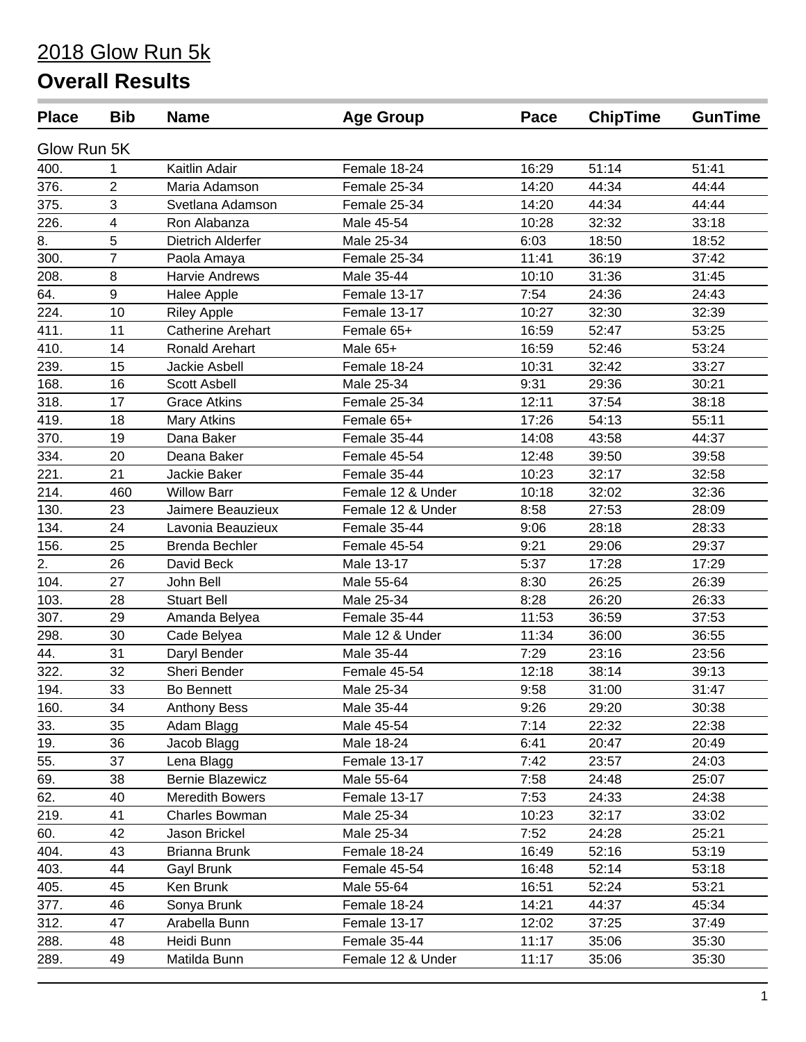# 2018 Glow Run 5k

## Overall Results

| Place | Bib | Name | Age Group | Pace | ChipTime | GunTime |
|---|---|---|---|---|---|---|
| Glow Run 5K | | | | | | |
| 400. | 1 | Kaitlin Adair | Female 18-24 | 16:29 | 51:14 | 51:41 |
| 376. | 2 | Maria Adamson | Female 25-34 | 14:20 | 44:34 | 44:44 |
| 375. | 3 | Svetlana Adamson | Female 25-34 | 14:20 | 44:34 | 44:44 |
| 226. | 4 | Ron Alabanza | Male 45-54 | 10:28 | 32:32 | 33:18 |
| 8. | 5 | Dietrich Alderfer | Male 25-34 | 6:03 | 18:50 | 18:52 |
| 300. | 7 | Paola Amaya | Female 25-34 | 11:41 | 36:19 | 37:42 |
| 208. | 8 | Harvie Andrews | Male 35-44 | 10:10 | 31:36 | 31:45 |
| 64. | 9 | Halee Apple | Female 13-17 | 7:54 | 24:36 | 24:43 |
| 224. | 10 | Riley Apple | Female 13-17 | 10:27 | 32:30 | 32:39 |
| 411. | 11 | Catherine Arehart | Female 65+ | 16:59 | 52:47 | 53:25 |
| 410. | 14 | Ronald Arehart | Male 65+ | 16:59 | 52:46 | 53:24 |
| 239. | 15 | Jackie Asbell | Female 18-24 | 10:31 | 32:42 | 33:27 |
| 168. | 16 | Scott Asbell | Male 25-34 | 9:31 | 29:36 | 30:21 |
| 318. | 17 | Grace Atkins | Female 25-34 | 12:11 | 37:54 | 38:18 |
| 419. | 18 | Mary Atkins | Female 65+ | 17:26 | 54:13 | 55:11 |
| 370. | 19 | Dana Baker | Female 35-44 | 14:08 | 43:58 | 44:37 |
| 334. | 20 | Deana Baker | Female 45-54 | 12:48 | 39:50 | 39:58 |
| 221. | 21 | Jackie Baker | Female 35-44 | 10:23 | 32:17 | 32:58 |
| 214. | 460 | Willow Barr | Female 12 & Under | 10:18 | 32:02 | 32:36 |
| 130. | 23 | Jaimere Beauzieux | Female 12 & Under | 8:58 | 27:53 | 28:09 |
| 134. | 24 | Lavonia Beauzieux | Female 35-44 | 9:06 | 28:18 | 28:33 |
| 156. | 25 | Brenda Bechler | Female 45-54 | 9:21 | 29:06 | 29:37 |
| 2. | 26 | David Beck | Male 13-17 | 5:37 | 17:28 | 17:29 |
| 104. | 27 | John Bell | Male 55-64 | 8:30 | 26:25 | 26:39 |
| 103. | 28 | Stuart Bell | Male 25-34 | 8:28 | 26:20 | 26:33 |
| 307. | 29 | Amanda Belyea | Female 35-44 | 11:53 | 36:59 | 37:53 |
| 298. | 30 | Cade Belyea | Male 12 & Under | 11:34 | 36:00 | 36:55 |
| 44. | 31 | Daryl Bender | Male 35-44 | 7:29 | 23:16 | 23:56 |
| 322. | 32 | Sheri Bender | Female 45-54 | 12:18 | 38:14 | 39:13 |
| 194. | 33 | Bo Bennett | Male 25-34 | 9:58 | 31:00 | 31:47 |
| 160. | 34 | Anthony Bess | Male 35-44 | 9:26 | 29:20 | 30:38 |
| 33. | 35 | Adam Blagg | Male 45-54 | 7:14 | 22:32 | 22:38 |
| 19. | 36 | Jacob Blagg | Male 18-24 | 6:41 | 20:47 | 20:49 |
| 55. | 37 | Lena Blagg | Female 13-17 | 7:42 | 23:57 | 24:03 |
| 69. | 38 | Bernie Blazewicz | Male 55-64 | 7:58 | 24:48 | 25:07 |
| 62. | 40 | Meredith Bowers | Female 13-17 | 7:53 | 24:33 | 24:38 |
| 219. | 41 | Charles Bowman | Male 25-34 | 10:23 | 32:17 | 33:02 |
| 60. | 42 | Jason Brickel | Male 25-34 | 7:52 | 24:28 | 25:21 |
| 404. | 43 | Brianna Brunk | Female 18-24 | 16:49 | 52:16 | 53:19 |
| 403. | 44 | Gayl Brunk | Female 45-54 | 16:48 | 52:14 | 53:18 |
| 405. | 45 | Ken Brunk | Male 55-64 | 16:51 | 52:24 | 53:21 |
| 377. | 46 | Sonya Brunk | Female 18-24 | 14:21 | 44:37 | 45:34 |
| 312. | 47 | Arabella Bunn | Female 13-17 | 12:02 | 37:25 | 37:49 |
| 288. | 48 | Heidi Bunn | Female 35-44 | 11:17 | 35:06 | 35:30 |
| 289. | 49 | Matilda Bunn | Female 12 & Under | 11:17 | 35:06 | 35:30 |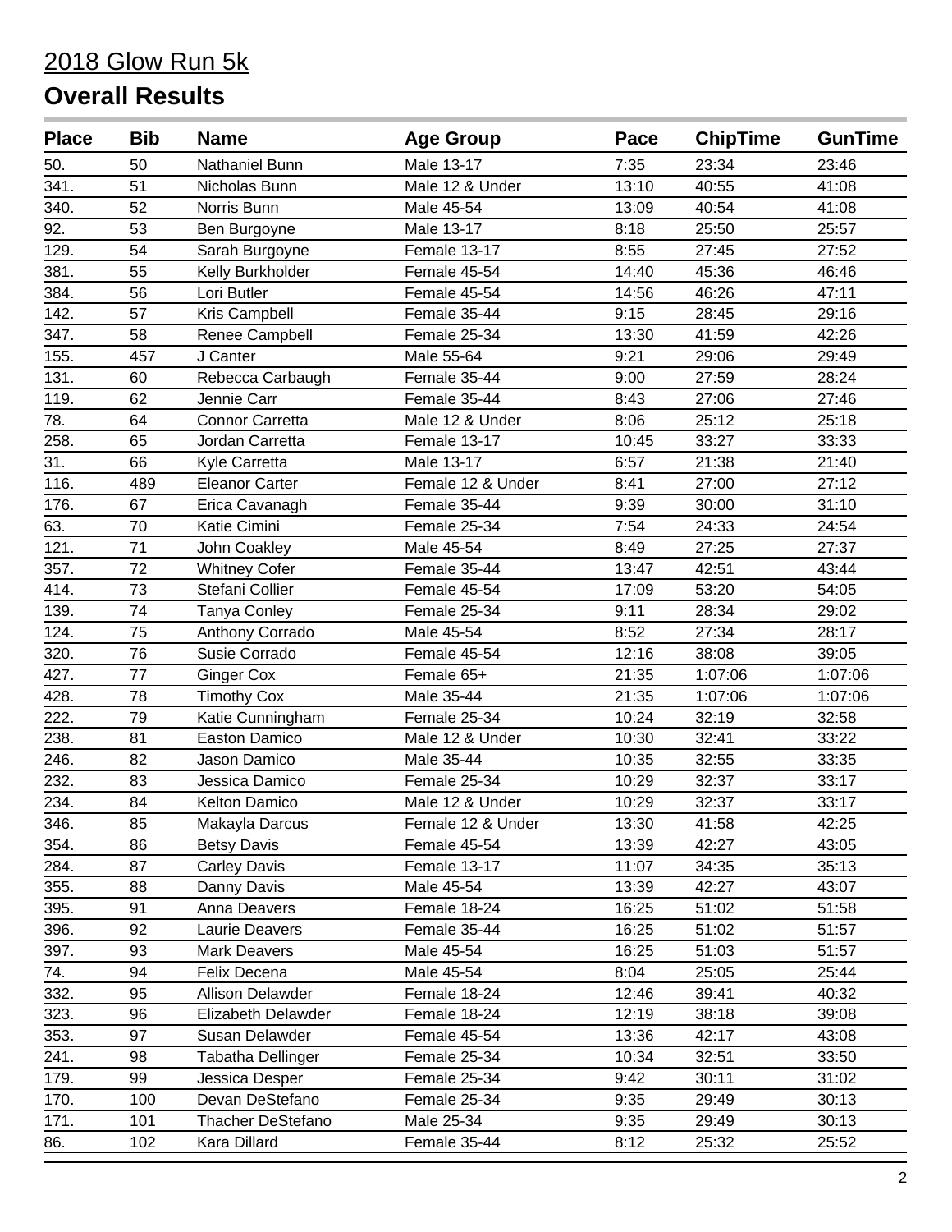# 2018 Glow Run 5k

## Overall Results

| Place | Bib | Name | Age Group | Pace | ChipTime | GunTime |
|---|---|---|---|---|---|---|
| 50. | 50 | Nathaniel Bunn | Male 13-17 | 7:35 | 23:34 | 23:46 |
| 341. | 51 | Nicholas Bunn | Male 12 & Under | 13:10 | 40:55 | 41:08 |
| 340. | 52 | Norris Bunn | Male 45-54 | 13:09 | 40:54 | 41:08 |
| 92. | 53 | Ben Burgoyne | Male 13-17 | 8:18 | 25:50 | 25:57 |
| 129. | 54 | Sarah Burgoyne | Female 13-17 | 8:55 | 27:45 | 27:52 |
| 381. | 55 | Kelly Burkholder | Female 45-54 | 14:40 | 45:36 | 46:46 |
| 384. | 56 | Lori Butler | Female 45-54 | 14:56 | 46:26 | 47:11 |
| 142. | 57 | Kris Campbell | Female 35-44 | 9:15 | 28:45 | 29:16 |
| 347. | 58 | Renee Campbell | Female 25-34 | 13:30 | 41:59 | 42:26 |
| 155. | 457 | J Canter | Male 55-64 | 9:21 | 29:06 | 29:49 |
| 131. | 60 | Rebecca Carbaugh | Female 35-44 | 9:00 | 27:59 | 28:24 |
| 119. | 62 | Jennie Carr | Female 35-44 | 8:43 | 27:06 | 27:46 |
| 78. | 64 | Connor Carretta | Male 12 & Under | 8:06 | 25:12 | 25:18 |
| 258. | 65 | Jordan Carretta | Female 13-17 | 10:45 | 33:27 | 33:33 |
| 31. | 66 | Kyle Carretta | Male 13-17 | 6:57 | 21:38 | 21:40 |
| 116. | 489 | Eleanor Carter | Female 12 & Under | 8:41 | 27:00 | 27:12 |
| 176. | 67 | Erica Cavanagh | Female 35-44 | 9:39 | 30:00 | 31:10 |
| 63. | 70 | Katie Cimini | Female 25-34 | 7:54 | 24:33 | 24:54 |
| 121. | 71 | John Coakley | Male 45-54 | 8:49 | 27:25 | 27:37 |
| 357. | 72 | Whitney Cofer | Female 35-44 | 13:47 | 42:51 | 43:44 |
| 414. | 73 | Stefani Collier | Female 45-54 | 17:09 | 53:20 | 54:05 |
| 139. | 74 | Tanya Conley | Female 25-34 | 9:11 | 28:34 | 29:02 |
| 124. | 75 | Anthony Corrado | Male 45-54 | 8:52 | 27:34 | 28:17 |
| 320. | 76 | Susie Corrado | Female 45-54 | 12:16 | 38:08 | 39:05 |
| 427. | 77 | Ginger Cox | Female 65+ | 21:35 | 1:07:06 | 1:07:06 |
| 428. | 78 | Timothy Cox | Male 35-44 | 21:35 | 1:07:06 | 1:07:06 |
| 222. | 79 | Katie Cunningham | Female 25-34 | 10:24 | 32:19 | 32:58 |
| 238. | 81 | Easton Damico | Male 12 & Under | 10:30 | 32:41 | 33:22 |
| 246. | 82 | Jason Damico | Male 35-44 | 10:35 | 32:55 | 33:35 |
| 232. | 83 | Jessica Damico | Female 25-34 | 10:29 | 32:37 | 33:17 |
| 234. | 84 | Kelton Damico | Male 12 & Under | 10:29 | 32:37 | 33:17 |
| 346. | 85 | Makayla Darcus | Female 12 & Under | 13:30 | 41:58 | 42:25 |
| 354. | 86 | Betsy Davis | Female 45-54 | 13:39 | 42:27 | 43:05 |
| 284. | 87 | Carley Davis | Female 13-17 | 11:07 | 34:35 | 35:13 |
| 355. | 88 | Danny Davis | Male 45-54 | 13:39 | 42:27 | 43:07 |
| 395. | 91 | Anna Deavers | Female 18-24 | 16:25 | 51:02 | 51:58 |
| 396. | 92 | Laurie Deavers | Female 35-44 | 16:25 | 51:02 | 51:57 |
| 397. | 93 | Mark Deavers | Male 45-54 | 16:25 | 51:03 | 51:57 |
| 74. | 94 | Felix Decena | Male 45-54 | 8:04 | 25:05 | 25:44 |
| 332. | 95 | Allison Delawder | Female 18-24 | 12:46 | 39:41 | 40:32 |
| 323. | 96 | Elizabeth Delawder | Female 18-24 | 12:19 | 38:18 | 39:08 |
| 353. | 97 | Susan Delawder | Female 45-54 | 13:36 | 42:17 | 43:08 |
| 241. | 98 | Tabatha Dellinger | Female 25-34 | 10:34 | 32:51 | 33:50 |
| 179. | 99 | Jessica Desper | Female 25-34 | 9:42 | 30:11 | 31:02 |
| 170. | 100 | Devan DeStefano | Female 25-34 | 9:35 | 29:49 | 30:13 |
| 171. | 101 | Thacher DeStefano | Male 25-34 | 9:35 | 29:49 | 30:13 |
| 86. | 102 | Kara Dillard | Female 35-44 | 8:12 | 25:32 | 25:52 |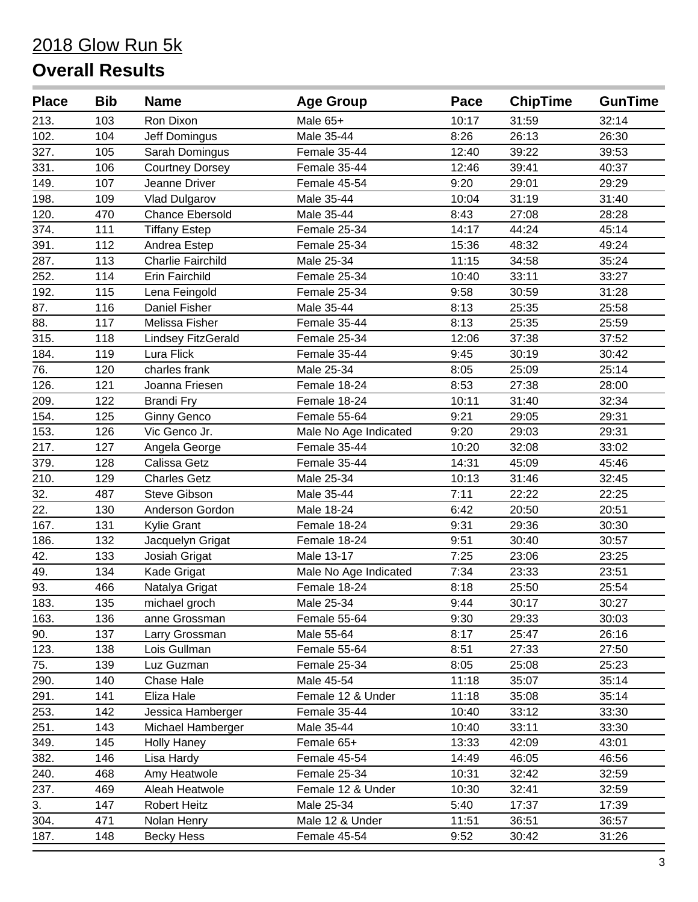# 2018 Glow Run 5k

## Overall Results

| Place | Bib | Name | Age Group | Pace | ChipTime | GunTime |
|---|---|---|---|---|---|---|
| 213. | 103 | Ron Dixon | Male 65+ | 10:17 | 31:59 | 32:14 |
| 102. | 104 | Jeff Domingus | Male 35-44 | 8:26 | 26:13 | 26:30 |
| 327. | 105 | Sarah Domingus | Female 35-44 | 12:40 | 39:22 | 39:53 |
| 331. | 106 | Courtney Dorsey | Female 35-44 | 12:46 | 39:41 | 40:37 |
| 149. | 107 | Jeanne Driver | Female 45-54 | 9:20 | 29:01 | 29:29 |
| 198. | 109 | Vlad Dulgarov | Male 35-44 | 10:04 | 31:19 | 31:40 |
| 120. | 470 | Chance Ebersold | Male 35-44 | 8:43 | 27:08 | 28:28 |
| 374. | 111 | Tiffany Estep | Female 25-34 | 14:17 | 44:24 | 45:14 |
| 391. | 112 | Andrea Estep | Female 25-34 | 15:36 | 48:32 | 49:24 |
| 287. | 113 | Charlie Fairchild | Male 25-34 | 11:15 | 34:58 | 35:24 |
| 252. | 114 | Erin Fairchild | Female 25-34 | 10:40 | 33:11 | 33:27 |
| 192. | 115 | Lena Feingold | Female 25-34 | 9:58 | 30:59 | 31:28 |
| 87. | 116 | Daniel Fisher | Male 35-44 | 8:13 | 25:35 | 25:58 |
| 88. | 117 | Melissa Fisher | Female 35-44 | 8:13 | 25:35 | 25:59 |
| 315. | 118 | Lindsey FitzGerald | Female 25-34 | 12:06 | 37:38 | 37:52 |
| 184. | 119 | Lura Flick | Female 35-44 | 9:45 | 30:19 | 30:42 |
| 76. | 120 | charles frank | Male 25-34 | 8:05 | 25:09 | 25:14 |
| 126. | 121 | Joanna Friesen | Female 18-24 | 8:53 | 27:38 | 28:00 |
| 209. | 122 | Brandi Fry | Female 18-24 | 10:11 | 31:40 | 32:34 |
| 154. | 125 | Ginny Genco | Female 55-64 | 9:21 | 29:05 | 29:31 |
| 153. | 126 | Vic Genco Jr. | Male No Age Indicated | 9:20 | 29:03 | 29:31 |
| 217. | 127 | Angela George | Female 35-44 | 10:20 | 32:08 | 33:02 |
| 379. | 128 | Calissa Getz | Female 35-44 | 14:31 | 45:09 | 45:46 |
| 210. | 129 | Charles Getz | Male 25-34 | 10:13 | 31:46 | 32:45 |
| 32. | 487 | Steve Gibson | Male 35-44 | 7:11 | 22:22 | 22:25 |
| 22. | 130 | Anderson Gordon | Male 18-24 | 6:42 | 20:50 | 20:51 |
| 167. | 131 | Kylie Grant | Female 18-24 | 9:31 | 29:36 | 30:30 |
| 186. | 132 | Jacquelyn Grigat | Female 18-24 | 9:51 | 30:40 | 30:57 |
| 42. | 133 | Josiah Grigat | Male 13-17 | 7:25 | 23:06 | 23:25 |
| 49. | 134 | Kade Grigat | Male No Age Indicated | 7:34 | 23:33 | 23:51 |
| 93. | 466 | Natalya Grigat | Female 18-24 | 8:18 | 25:50 | 25:54 |
| 183. | 135 | michael groch | Male 25-34 | 9:44 | 30:17 | 30:27 |
| 163. | 136 | anne Grossman | Female 55-64 | 9:30 | 29:33 | 30:03 |
| 90. | 137 | Larry Grossman | Male 55-64 | 8:17 | 25:47 | 26:16 |
| 123. | 138 | Lois Gullman | Female 55-64 | 8:51 | 27:33 | 27:50 |
| 75. | 139 | Luz Guzman | Female 25-34 | 8:05 | 25:08 | 25:23 |
| 290. | 140 | Chase Hale | Male 45-54 | 11:18 | 35:07 | 35:14 |
| 291. | 141 | Eliza Hale | Female 12 & Under | 11:18 | 35:08 | 35:14 |
| 253. | 142 | Jessica Hamberger | Female 35-44 | 10:40 | 33:12 | 33:30 |
| 251. | 143 | Michael Hamberger | Male 35-44 | 10:40 | 33:11 | 33:30 |
| 349. | 145 | Holly Haney | Female 65+ | 13:33 | 42:09 | 43:01 |
| 382. | 146 | Lisa Hardy | Female 45-54 | 14:49 | 46:05 | 46:56 |
| 240. | 468 | Amy Heatwole | Female 25-34 | 10:31 | 32:42 | 32:59 |
| 237. | 469 | Aleah Heatwole | Female 12 & Under | 10:30 | 32:41 | 32:59 |
| 3. | 147 | Robert Heitz | Male 25-34 | 5:40 | 17:37 | 17:39 |
| 304. | 471 | Nolan Henry | Male 12 & Under | 11:51 | 36:51 | 36:57 |
| 187. | 148 | Becky Hess | Female 45-54 | 9:52 | 30:42 | 31:26 |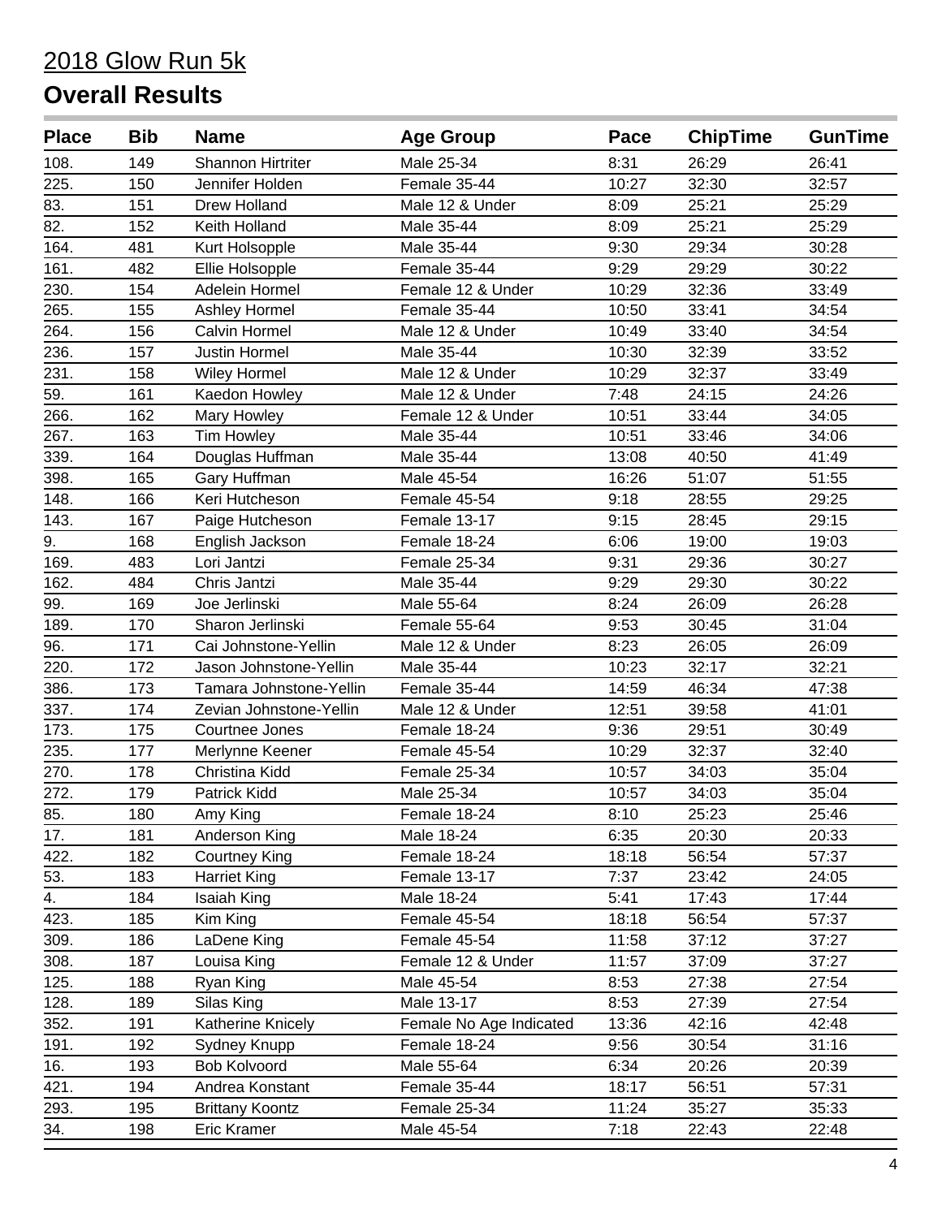# 2018 Glow Run 5k

## Overall Results

| Place | Bib | Name | Age Group | Pace | ChipTime | GunTime |
|---|---|---|---|---|---|---|
| 108. | 149 | Shannon Hirtriter | Male 25-34 | 8:31 | 26:29 | 26:41 |
| 225. | 150 | Jennifer Holden | Female 35-44 | 10:27 | 32:30 | 32:57 |
| 83. | 151 | Drew Holland | Male 12 & Under | 8:09 | 25:21 | 25:29 |
| 82. | 152 | Keith Holland | Male 35-44 | 8:09 | 25:21 | 25:29 |
| 164. | 481 | Kurt Holsopple | Male 35-44 | 9:30 | 29:34 | 30:28 |
| 161. | 482 | Ellie Holsopple | Female 35-44 | 9:29 | 29:29 | 30:22 |
| 230. | 154 | Adelein Hormel | Female 12 & Under | 10:29 | 32:36 | 33:49 |
| 265. | 155 | Ashley Hormel | Female 35-44 | 10:50 | 33:41 | 34:54 |
| 264. | 156 | Calvin Hormel | Male 12 & Under | 10:49 | 33:40 | 34:54 |
| 236. | 157 | Justin Hormel | Male 35-44 | 10:30 | 32:39 | 33:52 |
| 231. | 158 | Wiley Hormel | Male 12 & Under | 10:29 | 32:37 | 33:49 |
| 59. | 161 | Kaedon Howley | Male 12 & Under | 7:48 | 24:15 | 24:26 |
| 266. | 162 | Mary Howley | Female 12 & Under | 10:51 | 33:44 | 34:05 |
| 267. | 163 | Tim Howley | Male 35-44 | 10:51 | 33:46 | 34:06 |
| 339. | 164 | Douglas Huffman | Male 35-44 | 13:08 | 40:50 | 41:49 |
| 398. | 165 | Gary Huffman | Male 45-54 | 16:26 | 51:07 | 51:55 |
| 148. | 166 | Keri Hutcheson | Female 45-54 | 9:18 | 28:55 | 29:25 |
| 143. | 167 | Paige Hutcheson | Female 13-17 | 9:15 | 28:45 | 29:15 |
| 9. | 168 | English Jackson | Female 18-24 | 6:06 | 19:00 | 19:03 |
| 169. | 483 | Lori Jantzi | Female 25-34 | 9:31 | 29:36 | 30:27 |
| 162. | 484 | Chris Jantzi | Male 35-44 | 9:29 | 29:30 | 30:22 |
| 99. | 169 | Joe Jerlinski | Male 55-64 | 8:24 | 26:09 | 26:28 |
| 189. | 170 | Sharon Jerlinski | Female 55-64 | 9:53 | 30:45 | 31:04 |
| 96. | 171 | Cai Johnstone-Yellin | Male 12 & Under | 8:23 | 26:05 | 26:09 |
| 220. | 172 | Jason Johnstone-Yellin | Male 35-44 | 10:23 | 32:17 | 32:21 |
| 386. | 173 | Tamara Johnstone-Yellin | Female 35-44 | 14:59 | 46:34 | 47:38 |
| 337. | 174 | Zevian Johnstone-Yellin | Male 12 & Under | 12:51 | 39:58 | 41:01 |
| 173. | 175 | Courtnee Jones | Female 18-24 | 9:36 | 29:51 | 30:49 |
| 235. | 177 | Merlynne Keener | Female 45-54 | 10:29 | 32:37 | 32:40 |
| 270. | 178 | Christina Kidd | Female 25-34 | 10:57 | 34:03 | 35:04 |
| 272. | 179 | Patrick Kidd | Male 25-34 | 10:57 | 34:03 | 35:04 |
| 85. | 180 | Amy King | Female 18-24 | 8:10 | 25:23 | 25:46 |
| 17. | 181 | Anderson King | Male 18-24 | 6:35 | 20:30 | 20:33 |
| 422. | 182 | Courtney King | Female 18-24 | 18:18 | 56:54 | 57:37 |
| 53. | 183 | Harriet King | Female 13-17 | 7:37 | 23:42 | 24:05 |
| 4. | 184 | Isaiah King | Male 18-24 | 5:41 | 17:43 | 17:44 |
| 423. | 185 | Kim King | Female 45-54 | 18:18 | 56:54 | 57:37 |
| 309. | 186 | LaDene King | Female 45-54 | 11:58 | 37:12 | 37:27 |
| 308. | 187 | Louisa King | Female 12 & Under | 11:57 | 37:09 | 37:27 |
| 125. | 188 | Ryan King | Male 45-54 | 8:53 | 27:38 | 27:54 |
| 128. | 189 | Silas King | Male 13-17 | 8:53 | 27:39 | 27:54 |
| 352. | 191 | Katherine Knicely | Female No Age Indicated | 13:36 | 42:16 | 42:48 |
| 191. | 192 | Sydney Knupp | Female 18-24 | 9:56 | 30:54 | 31:16 |
| 16. | 193 | Bob Kolvoord | Male 55-64 | 6:34 | 20:26 | 20:39 |
| 421. | 194 | Andrea Konstant | Female 35-44 | 18:17 | 56:51 | 57:31 |
| 293. | 195 | Brittany Koontz | Female 25-34 | 11:24 | 35:27 | 35:33 |
| 34. | 198 | Eric Kramer | Male 45-54 | 7:18 | 22:43 | 22:48 |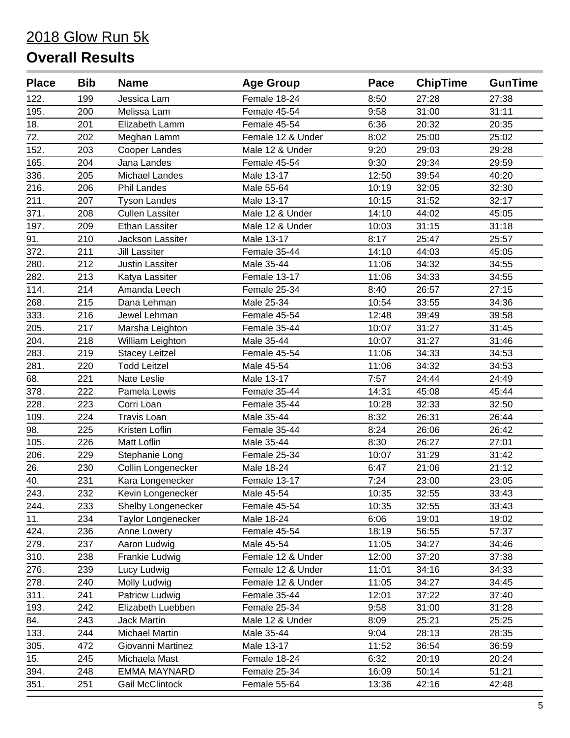# 2018 Glow Run 5k

## Overall Results

| Place | Bib | Name | Age Group | Pace | ChipTime | GunTime |
|---|---|---|---|---|---|---|
| 122. | 199 | Jessica Lam | Female 18-24 | 8:50 | 27:28 | 27:38 |
| 195. | 200 | Melissa Lam | Female 45-54 | 9:58 | 31:00 | 31:11 |
| 18. | 201 | Elizabeth Lamm | Female 45-54 | 6:36 | 20:32 | 20:35 |
| 72. | 202 | Meghan Lamm | Female 12 & Under | 8:02 | 25:00 | 25:02 |
| 152. | 203 | Cooper Landes | Male 12 & Under | 9:20 | 29:03 | 29:28 |
| 165. | 204 | Jana Landes | Female 45-54 | 9:30 | 29:34 | 29:59 |
| 336. | 205 | Michael Landes | Male 13-17 | 12:50 | 39:54 | 40:20 |
| 216. | 206 | Phil Landes | Male 55-64 | 10:19 | 32:05 | 32:30 |
| 211. | 207 | Tyson Landes | Male 13-17 | 10:15 | 31:52 | 32:17 |
| 371. | 208 | Cullen Lassiter | Male 12 & Under | 14:10 | 44:02 | 45:05 |
| 197. | 209 | Ethan Lassiter | Male 12 & Under | 10:03 | 31:15 | 31:18 |
| 91. | 210 | Jackson Lassiter | Male 13-17 | 8:17 | 25:47 | 25:57 |
| 372. | 211 | Jill Lassiter | Female 35-44 | 14:10 | 44:03 | 45:05 |
| 280. | 212 | Justin Lassiter | Male 35-44 | 11:06 | 34:32 | 34:55 |
| 282. | 213 | Katya Lassiter | Female 13-17 | 11:06 | 34:33 | 34:55 |
| 114. | 214 | Amanda Leech | Female 25-34 | 8:40 | 26:57 | 27:15 |
| 268. | 215 | Dana Lehman | Male 25-34 | 10:54 | 33:55 | 34:36 |
| 333. | 216 | Jewel Lehman | Female 45-54 | 12:48 | 39:49 | 39:58 |
| 205. | 217 | Marsha Leighton | Female 35-44 | 10:07 | 31:27 | 31:45 |
| 204. | 218 | William Leighton | Male 35-44 | 10:07 | 31:27 | 31:46 |
| 283. | 219 | Stacey Leitzel | Female 45-54 | 11:06 | 34:33 | 34:53 |
| 281. | 220 | Todd Leitzel | Male 45-54 | 11:06 | 34:32 | 34:53 |
| 68. | 221 | Nate Leslie | Male 13-17 | 7:57 | 24:44 | 24:49 |
| 378. | 222 | Pamela Lewis | Female 35-44 | 14:31 | 45:08 | 45:44 |
| 228. | 223 | Corri Loan | Female 35-44 | 10:28 | 32:33 | 32:50 |
| 109. | 224 | Travis Loan | Male 35-44 | 8:32 | 26:31 | 26:44 |
| 98. | 225 | Kristen Loflin | Female 35-44 | 8:24 | 26:06 | 26:42 |
| 105. | 226 | Matt Loflin | Male 35-44 | 8:30 | 26:27 | 27:01 |
| 206. | 229 | Stephanie Long | Female 25-34 | 10:07 | 31:29 | 31:42 |
| 26. | 230 | Collin Longenecker | Male 18-24 | 6:47 | 21:06 | 21:12 |
| 40. | 231 | Kara Longenecker | Female 13-17 | 7:24 | 23:00 | 23:05 |
| 243. | 232 | Kevin Longenecker | Male 45-54 | 10:35 | 32:55 | 33:43 |
| 244. | 233 | Shelby Longenecker | Female 45-54 | 10:35 | 32:55 | 33:43 |
| 11. | 234 | Taylor Longenecker | Male 18-24 | 6:06 | 19:01 | 19:02 |
| 424. | 236 | Anne Lowery | Female 45-54 | 18:19 | 56:55 | 57:37 |
| 279. | 237 | Aaron Ludwig | Male 45-54 | 11:05 | 34:27 | 34:46 |
| 310. | 238 | Frankie Ludwig | Female 12 & Under | 12:00 | 37:20 | 37:38 |
| 276. | 239 | Lucy Ludwig | Female 12 & Under | 11:01 | 34:16 | 34:33 |
| 278. | 240 | Molly Ludwig | Female 12 & Under | 11:05 | 34:27 | 34:45 |
| 311. | 241 | Patricw Ludwig | Female 35-44 | 12:01 | 37:22 | 37:40 |
| 193. | 242 | Elizabeth Luebben | Female 25-34 | 9:58 | 31:00 | 31:28 |
| 84. | 243 | Jack Martin | Male 12 & Under | 8:09 | 25:21 | 25:25 |
| 133. | 244 | Michael Martin | Male 35-44 | 9:04 | 28:13 | 28:35 |
| 305. | 472 | Giovanni Martinez | Male 13-17 | 11:52 | 36:54 | 36:59 |
| 15. | 245 | Michaela Mast | Female 18-24 | 6:32 | 20:19 | 20:24 |
| 394. | 248 | EMMA MAYNARD | Female 25-34 | 16:09 | 50:14 | 51:21 |
| 351. | 251 | Gail McClintock | Female 55-64 | 13:36 | 42:16 | 42:48 |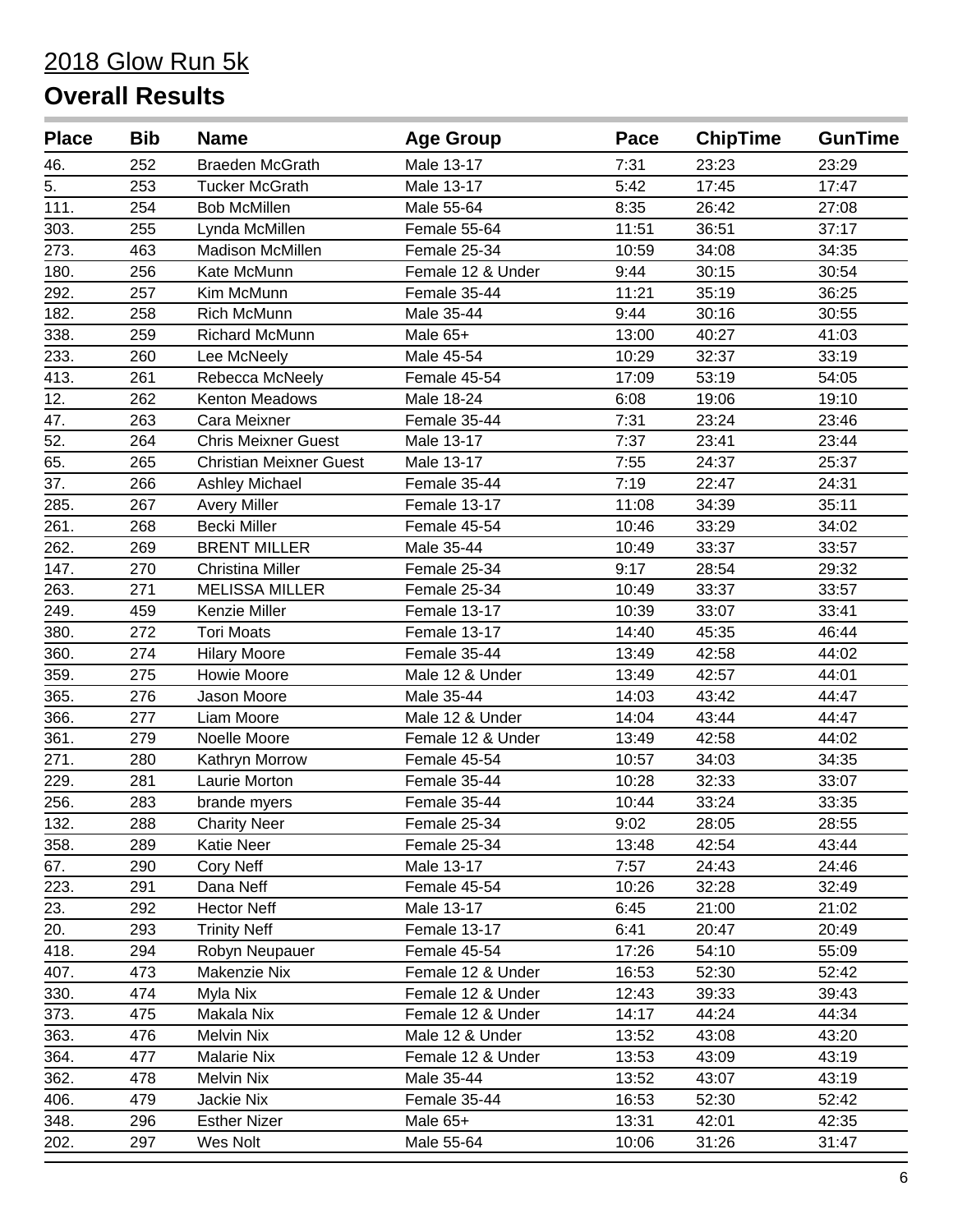# 2018 Glow Run 5k

## Overall Results

| Place | Bib | Name | Age Group | Pace | ChipTime | GunTime |
|---|---|---|---|---|---|---|
| 46. | 252 | Braeden McGrath | Male 13-17 | 7:31 | 23:23 | 23:29 |
| 5. | 253 | Tucker McGrath | Male 13-17 | 5:42 | 17:45 | 17:47 |
| 111. | 254 | Bob McMillen | Male 55-64 | 8:35 | 26:42 | 27:08 |
| 303. | 255 | Lynda McMillen | Female 55-64 | 11:51 | 36:51 | 37:17 |
| 273. | 463 | Madison McMillen | Female 25-34 | 10:59 | 34:08 | 34:35 |
| 180. | 256 | Kate McMunn | Female 12 & Under | 9:44 | 30:15 | 30:54 |
| 292. | 257 | Kim McMunn | Female 35-44 | 11:21 | 35:19 | 36:25 |
| 182. | 258 | Rich McMunn | Male 35-44 | 9:44 | 30:16 | 30:55 |
| 338. | 259 | Richard McMunn | Male 65+ | 13:00 | 40:27 | 41:03 |
| 233. | 260 | Lee McNeely | Male 45-54 | 10:29 | 32:37 | 33:19 |
| 413. | 261 | Rebecca McNeely | Female 45-54 | 17:09 | 53:19 | 54:05 |
| 12. | 262 | Kenton Meadows | Male 18-24 | 6:08 | 19:06 | 19:10 |
| 47. | 263 | Cara Meixner | Female 35-44 | 7:31 | 23:24 | 23:46 |
| 52. | 264 | Chris Meixner Guest | Male 13-17 | 7:37 | 23:41 | 23:44 |
| 65. | 265 | Christian Meixner Guest | Male 13-17 | 7:55 | 24:37 | 25:37 |
| 37. | 266 | Ashley Michael | Female 35-44 | 7:19 | 22:47 | 24:31 |
| 285. | 267 | Avery Miller | Female 13-17 | 11:08 | 34:39 | 35:11 |
| 261. | 268 | Becki Miller | Female 45-54 | 10:46 | 33:29 | 34:02 |
| 262. | 269 | BRENT MILLER | Male 35-44 | 10:49 | 33:37 | 33:57 |
| 147. | 270 | Christina Miller | Female 25-34 | 9:17 | 28:54 | 29:32 |
| 263. | 271 | MELISSA MILLER | Female 25-34 | 10:49 | 33:37 | 33:57 |
| 249. | 459 | Kenzie Miller | Female 13-17 | 10:39 | 33:07 | 33:41 |
| 380. | 272 | Tori Moats | Female 13-17 | 14:40 | 45:35 | 46:44 |
| 360. | 274 | Hilary Moore | Female 35-44 | 13:49 | 42:58 | 44:02 |
| 359. | 275 | Howie Moore | Male 12 & Under | 13:49 | 42:57 | 44:01 |
| 365. | 276 | Jason Moore | Male 35-44 | 14:03 | 43:42 | 44:47 |
| 366. | 277 | Liam Moore | Male 12 & Under | 14:04 | 43:44 | 44:47 |
| 361. | 279 | Noelle Moore | Female 12 & Under | 13:49 | 42:58 | 44:02 |
| 271. | 280 | Kathryn Morrow | Female 45-54 | 10:57 | 34:03 | 34:35 |
| 229. | 281 | Laurie Morton | Female 35-44 | 10:28 | 32:33 | 33:07 |
| 256. | 283 | brande myers | Female 35-44 | 10:44 | 33:24 | 33:35 |
| 132. | 288 | Charity Neer | Female 25-34 | 9:02 | 28:05 | 28:55 |
| 358. | 289 | Katie Neer | Female 25-34 | 13:48 | 42:54 | 43:44 |
| 67. | 290 | Cory Neff | Male 13-17 | 7:57 | 24:43 | 24:46 |
| 223. | 291 | Dana Neff | Female 45-54 | 10:26 | 32:28 | 32:49 |
| 23. | 292 | Hector Neff | Male 13-17 | 6:45 | 21:00 | 21:02 |
| 20. | 293 | Trinity Neff | Female 13-17 | 6:41 | 20:47 | 20:49 |
| 418. | 294 | Robyn Neupauer | Female 45-54 | 17:26 | 54:10 | 55:09 |
| 407. | 473 | Makenzie Nix | Female 12 & Under | 16:53 | 52:30 | 52:42 |
| 330. | 474 | Myla Nix | Female 12 & Under | 12:43 | 39:33 | 39:43 |
| 373. | 475 | Makala Nix | Female 12 & Under | 14:17 | 44:24 | 44:34 |
| 363. | 476 | Melvin Nix | Male 12 & Under | 13:52 | 43:08 | 43:20 |
| 364. | 477 | Malarie Nix | Female 12 & Under | 13:53 | 43:09 | 43:19 |
| 362. | 478 | Melvin Nix | Male 35-44 | 13:52 | 43:07 | 43:19 |
| 406. | 479 | Jackie Nix | Female 35-44 | 16:53 | 52:30 | 52:42 |
| 348. | 296 | Esther Nizer | Male 65+ | 13:31 | 42:01 | 42:35 |
| 202. | 297 | Wes Nolt | Male 55-64 | 10:06 | 31:26 | 31:47 |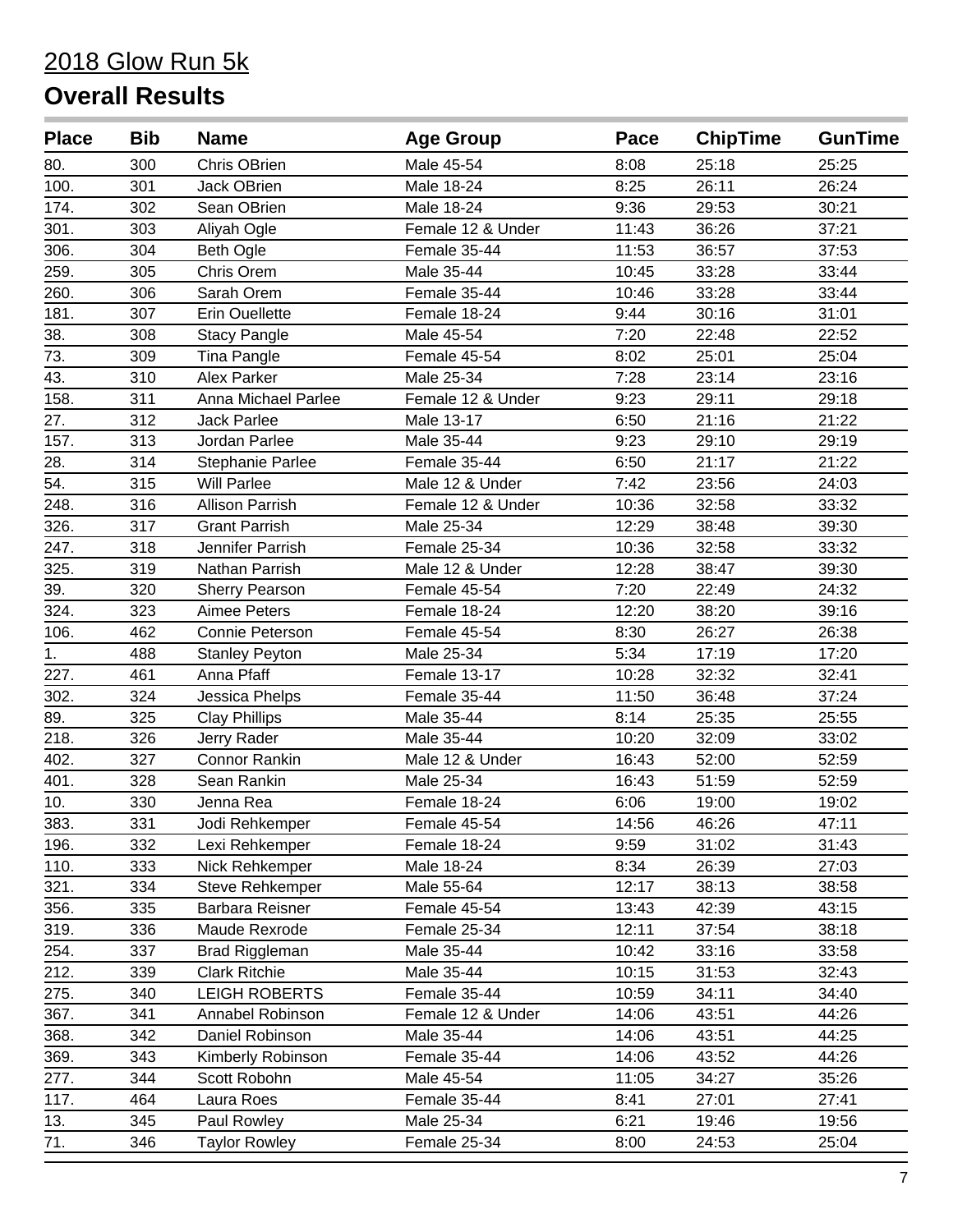# 2018 Glow Run 5k

## Overall Results

| Place | Bib | Name | Age Group | Pace | ChipTime | GunTime |
|---|---|---|---|---|---|---|
| 80. | 300 | Chris OBrien | Male 45-54 | 8:08 | 25:18 | 25:25 |
| 100. | 301 | Jack OBrien | Male 18-24 | 8:25 | 26:11 | 26:24 |
| 174. | 302 | Sean OBrien | Male 18-24 | 9:36 | 29:53 | 30:21 |
| 301. | 303 | Aliyah Ogle | Female 12 & Under | 11:43 | 36:26 | 37:21 |
| 306. | 304 | Beth Ogle | Female 35-44 | 11:53 | 36:57 | 37:53 |
| 259. | 305 | Chris Orem | Male 35-44 | 10:45 | 33:28 | 33:44 |
| 260. | 306 | Sarah Orem | Female 35-44 | 10:46 | 33:28 | 33:44 |
| 181. | 307 | Erin Ouellette | Female 18-24 | 9:44 | 30:16 | 31:01 |
| 38. | 308 | Stacy Pangle | Male 45-54 | 7:20 | 22:48 | 22:52 |
| 73. | 309 | Tina Pangle | Female 45-54 | 8:02 | 25:01 | 25:04 |
| 43. | 310 | Alex Parker | Male 25-34 | 7:28 | 23:14 | 23:16 |
| 158. | 311 | Anna Michael Parlee | Female 12 & Under | 9:23 | 29:11 | 29:18 |
| 27. | 312 | Jack Parlee | Male 13-17 | 6:50 | 21:16 | 21:22 |
| 157. | 313 | Jordan Parlee | Male 35-44 | 9:23 | 29:10 | 29:19 |
| 28. | 314 | Stephanie Parlee | Female 35-44 | 6:50 | 21:17 | 21:22 |
| 54. | 315 | Will Parlee | Male 12 & Under | 7:42 | 23:56 | 24:03 |
| 248. | 316 | Allison Parrish | Female 12 & Under | 10:36 | 32:58 | 33:32 |
| 326. | 317 | Grant Parrish | Male 25-34 | 12:29 | 38:48 | 39:30 |
| 247. | 318 | Jennifer Parrish | Female 25-34 | 10:36 | 32:58 | 33:32 |
| 325. | 319 | Nathan Parrish | Male 12 & Under | 12:28 | 38:47 | 39:30 |
| 39. | 320 | Sherry Pearson | Female 45-54 | 7:20 | 22:49 | 24:32 |
| 324. | 323 | Aimee Peters | Female 18-24 | 12:20 | 38:20 | 39:16 |
| 106. | 462 | Connie Peterson | Female 45-54 | 8:30 | 26:27 | 26:38 |
| 1. | 488 | Stanley Peyton | Male 25-34 | 5:34 | 17:19 | 17:20 |
| 227. | 461 | Anna Pfaff | Female 13-17 | 10:28 | 32:32 | 32:41 |
| 302. | 324 | Jessica Phelps | Female 35-44 | 11:50 | 36:48 | 37:24 |
| 89. | 325 | Clay Phillips | Male 35-44 | 8:14 | 25:35 | 25:55 |
| 218. | 326 | Jerry Rader | Male 35-44 | 10:20 | 32:09 | 33:02 |
| 402. | 327 | Connor Rankin | Male 12 & Under | 16:43 | 52:00 | 52:59 |
| 401. | 328 | Sean Rankin | Male 25-34 | 16:43 | 51:59 | 52:59 |
| 10. | 330 | Jenna Rea | Female 18-24 | 6:06 | 19:00 | 19:02 |
| 383. | 331 | Jodi Rehkemper | Female 45-54 | 14:56 | 46:26 | 47:11 |
| 196. | 332 | Lexi Rehkemper | Female 18-24 | 9:59 | 31:02 | 31:43 |
| 110. | 333 | Nick Rehkemper | Male 18-24 | 8:34 | 26:39 | 27:03 |
| 321. | 334 | Steve Rehkemper | Male 55-64 | 12:17 | 38:13 | 38:58 |
| 356. | 335 | Barbara Reisner | Female 45-54 | 13:43 | 42:39 | 43:15 |
| 319. | 336 | Maude Rexrode | Female 25-34 | 12:11 | 37:54 | 38:18 |
| 254. | 337 | Brad Riggleman | Male 35-44 | 10:42 | 33:16 | 33:58 |
| 212. | 339 | Clark Ritchie | Male 35-44 | 10:15 | 31:53 | 32:43 |
| 275. | 340 | LEIGH ROBERTS | Female 35-44 | 10:59 | 34:11 | 34:40 |
| 367. | 341 | Annabel Robinson | Female 12 & Under | 14:06 | 43:51 | 44:26 |
| 368. | 342 | Daniel Robinson | Male 35-44 | 14:06 | 43:51 | 44:25 |
| 369. | 343 | Kimberly Robinson | Female 35-44 | 14:06 | 43:52 | 44:26 |
| 277. | 344 | Scott Robohn | Male 45-54 | 11:05 | 34:27 | 35:26 |
| 117. | 464 | Laura Roes | Female 35-44 | 8:41 | 27:01 | 27:41 |
| 13. | 345 | Paul Rowley | Male 25-34 | 6:21 | 19:46 | 19:56 |
| 71. | 346 | Taylor Rowley | Female 25-34 | 8:00 | 24:53 | 25:04 |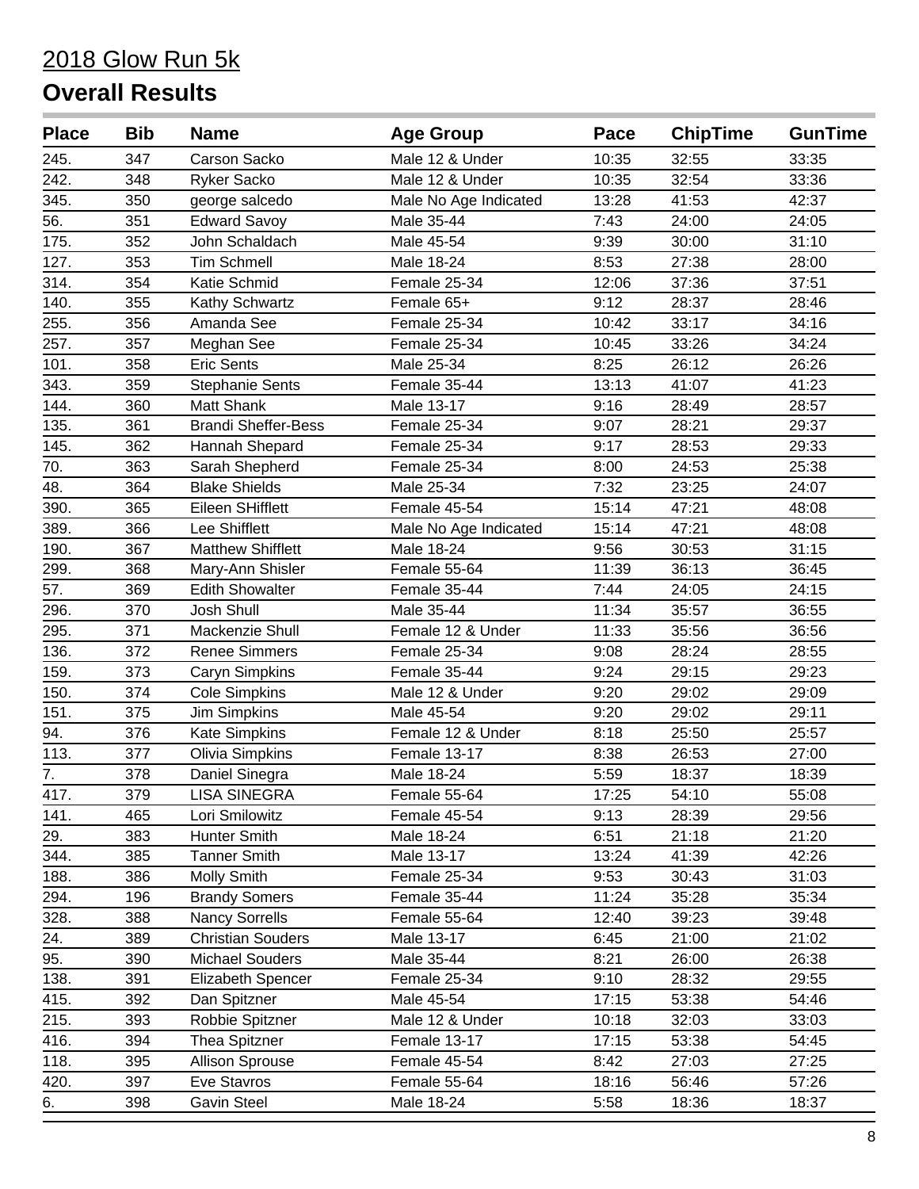# 2018 Glow Run 5k

## Overall Results

| Place | Bib | Name | Age Group | Pace | ChipTime | GunTime |
|---|---|---|---|---|---|---|
| 245. | 347 | Carson Sacko | Male 12 & Under | 10:35 | 32:55 | 33:35 |
| 242. | 348 | Ryker Sacko | Male 12 & Under | 10:35 | 32:54 | 33:36 |
| 345. | 350 | george salcedo | Male No Age Indicated | 13:28 | 41:53 | 42:37 |
| 56. | 351 | Edward Savoy | Male 35-44 | 7:43 | 24:00 | 24:05 |
| 175. | 352 | John Schaldach | Male 45-54 | 9:39 | 30:00 | 31:10 |
| 127. | 353 | Tim Schmell | Male 18-24 | 8:53 | 27:38 | 28:00 |
| 314. | 354 | Katie Schmid | Female 25-34 | 12:06 | 37:36 | 37:51 |
| 140. | 355 | Kathy Schwartz | Female 65+ | 9:12 | 28:37 | 28:46 |
| 255. | 356 | Amanda See | Female 25-34 | 10:42 | 33:17 | 34:16 |
| 257. | 357 | Meghan See | Female 25-34 | 10:45 | 33:26 | 34:24 |
| 101. | 358 | Eric Sents | Male 25-34 | 8:25 | 26:12 | 26:26 |
| 343. | 359 | Stephanie Sents | Female 35-44 | 13:13 | 41:07 | 41:23 |
| 144. | 360 | Matt Shank | Male 13-17 | 9:16 | 28:49 | 28:57 |
| 135. | 361 | Brandi Sheffer-Bess | Female 25-34 | 9:07 | 28:21 | 29:37 |
| 145. | 362 | Hannah Shepard | Female 25-34 | 9:17 | 28:53 | 29:33 |
| 70. | 363 | Sarah Shepherd | Female 25-34 | 8:00 | 24:53 | 25:38 |
| 48. | 364 | Blake Shields | Male 25-34 | 7:32 | 23:25 | 24:07 |
| 390. | 365 | Eileen SHifflett | Female 45-54 | 15:14 | 47:21 | 48:08 |
| 389. | 366 | Lee Shifflett | Male No Age Indicated | 15:14 | 47:21 | 48:08 |
| 190. | 367 | Matthew Shifflett | Male 18-24 | 9:56 | 30:53 | 31:15 |
| 299. | 368 | Mary-Ann Shisler | Female 55-64 | 11:39 | 36:13 | 36:45 |
| 57. | 369 | Edith Showalter | Female 35-44 | 7:44 | 24:05 | 24:15 |
| 296. | 370 | Josh Shull | Male 35-44 | 11:34 | 35:57 | 36:55 |
| 295. | 371 | Mackenzie Shull | Female 12 & Under | 11:33 | 35:56 | 36:56 |
| 136. | 372 | Renee Simmers | Female 25-34 | 9:08 | 28:24 | 28:55 |
| 159. | 373 | Caryn Simpkins | Female 35-44 | 9:24 | 29:15 | 29:23 |
| 150. | 374 | Cole Simpkins | Male 12 & Under | 9:20 | 29:02 | 29:09 |
| 151. | 375 | Jim Simpkins | Male 45-54 | 9:20 | 29:02 | 29:11 |
| 94. | 376 | Kate Simpkins | Female 12 & Under | 8:18 | 25:50 | 25:57 |
| 113. | 377 | Olivia Simpkins | Female 13-17 | 8:38 | 26:53 | 27:00 |
| 7. | 378 | Daniel Sinegra | Male 18-24 | 5:59 | 18:37 | 18:39 |
| 417. | 379 | LISA SINEGRA | Female 55-64 | 17:25 | 54:10 | 55:08 |
| 141. | 465 | Lori Smilowitz | Female 45-54 | 9:13 | 28:39 | 29:56 |
| 29. | 383 | Hunter Smith | Male 18-24 | 6:51 | 21:18 | 21:20 |
| 344. | 385 | Tanner Smith | Male 13-17 | 13:24 | 41:39 | 42:26 |
| 188. | 386 | Molly Smith | Female 25-34 | 9:53 | 30:43 | 31:03 |
| 294. | 196 | Brandy Somers | Female 35-44 | 11:24 | 35:28 | 35:34 |
| 328. | 388 | Nancy Sorrells | Female 55-64 | 12:40 | 39:23 | 39:48 |
| 24. | 389 | Christian Souders | Male 13-17 | 6:45 | 21:00 | 21:02 |
| 95. | 390 | Michael Souders | Male 35-44 | 8:21 | 26:00 | 26:38 |
| 138. | 391 | Elizabeth Spencer | Female 25-34 | 9:10 | 28:32 | 29:55 |
| 415. | 392 | Dan Spitzner | Male 45-54 | 17:15 | 53:38 | 54:46 |
| 215. | 393 | Robbie Spitzner | Male 12 & Under | 10:18 | 32:03 | 33:03 |
| 416. | 394 | Thea Spitzner | Female 13-17 | 17:15 | 53:38 | 54:45 |
| 118. | 395 | Allison Sprouse | Female 45-54 | 8:42 | 27:03 | 27:25 |
| 420. | 397 | Eve Stavros | Female 55-64 | 18:16 | 56:46 | 57:26 |
| 6. | 398 | Gavin Steel | Male 18-24 | 5:58 | 18:36 | 18:37 |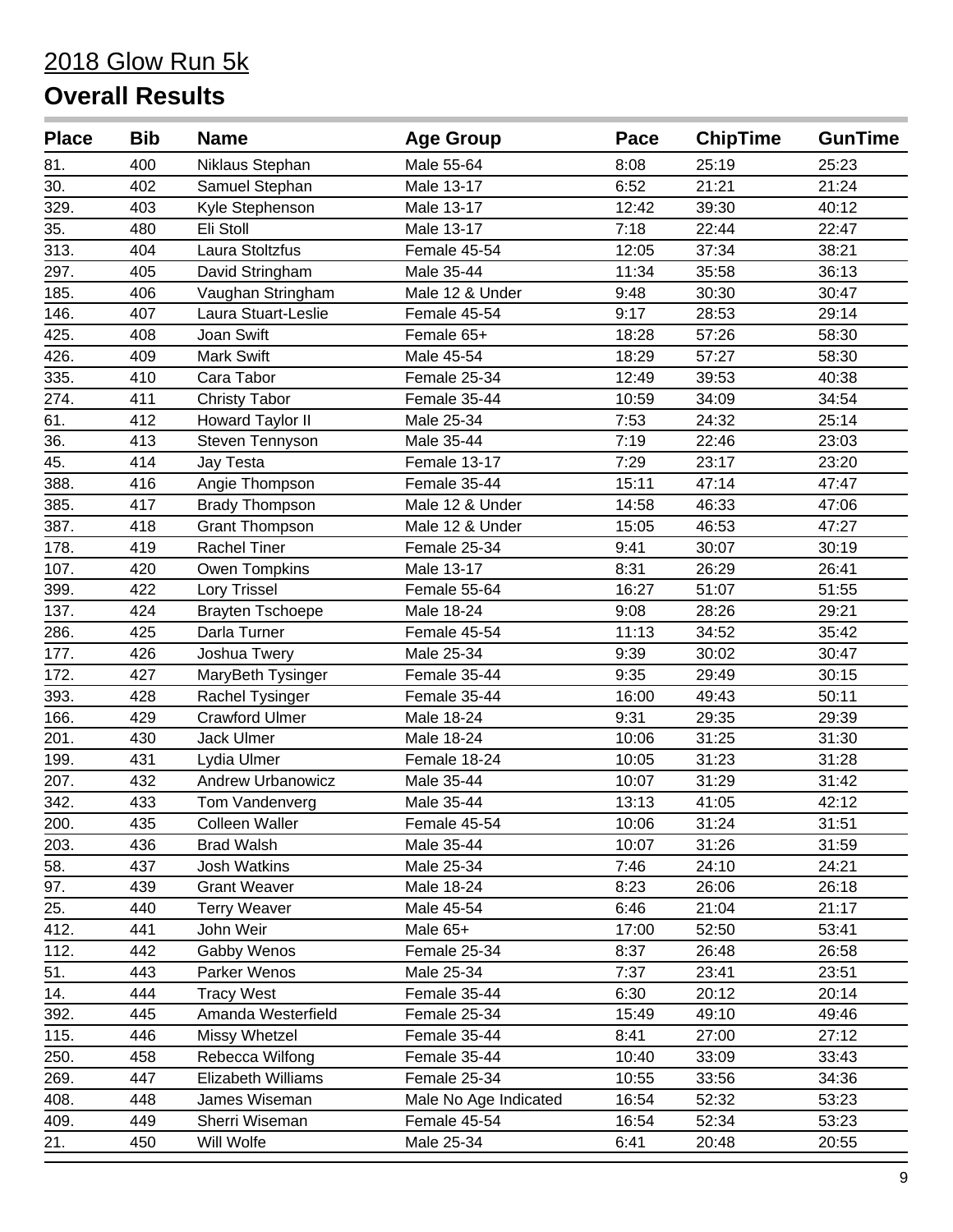# 2018 Glow Run 5k

## Overall Results

| Place | Bib | Name | Age Group | Pace | ChipTime | GunTime |
|---|---|---|---|---|---|---|
| 81. | 400 | Niklaus Stephan | Male 55-64 | 8:08 | 25:19 | 25:23 |
| 30. | 402 | Samuel Stephan | Male 13-17 | 6:52 | 21:21 | 21:24 |
| 329. | 403 | Kyle Stephenson | Male 13-17 | 12:42 | 39:30 | 40:12 |
| 35. | 480 | Eli Stoll | Male 13-17 | 7:18 | 22:44 | 22:47 |
| 313. | 404 | Laura Stoltzfus | Female 45-54 | 12:05 | 37:34 | 38:21 |
| 297. | 405 | David Stringham | Male 35-44 | 11:34 | 35:58 | 36:13 |
| 185. | 406 | Vaughan Stringham | Male 12 & Under | 9:48 | 30:30 | 30:47 |
| 146. | 407 | Laura Stuart-Leslie | Female 45-54 | 9:17 | 28:53 | 29:14 |
| 425. | 408 | Joan Swift | Female 65+ | 18:28 | 57:26 | 58:30 |
| 426. | 409 | Mark Swift | Male 45-54 | 18:29 | 57:27 | 58:30 |
| 335. | 410 | Cara Tabor | Female 25-34 | 12:49 | 39:53 | 40:38 |
| 274. | 411 | Christy Tabor | Female 35-44 | 10:59 | 34:09 | 34:54 |
| 61. | 412 | Howard Taylor II | Male 25-34 | 7:53 | 24:32 | 25:14 |
| 36. | 413 | Steven Tennyson | Male 35-44 | 7:19 | 22:46 | 23:03 |
| 45. | 414 | Jay Testa | Female 13-17 | 7:29 | 23:17 | 23:20 |
| 388. | 416 | Angie Thompson | Female 35-44 | 15:11 | 47:14 | 47:47 |
| 385. | 417 | Brady Thompson | Male 12 & Under | 14:58 | 46:33 | 47:06 |
| 387. | 418 | Grant Thompson | Male 12 & Under | 15:05 | 46:53 | 47:27 |
| 178. | 419 | Rachel Tiner | Female 25-34 | 9:41 | 30:07 | 30:19 |
| 107. | 420 | Owen Tompkins | Male 13-17 | 8:31 | 26:29 | 26:41 |
| 399. | 422 | Lory Trissel | Female 55-64 | 16:27 | 51:07 | 51:55 |
| 137. | 424 | Brayten Tschoepe | Male 18-24 | 9:08 | 28:26 | 29:21 |
| 286. | 425 | Darla Turner | Female 45-54 | 11:13 | 34:52 | 35:42 |
| 177. | 426 | Joshua Twery | Male 25-34 | 9:39 | 30:02 | 30:47 |
| 172. | 427 | MaryBeth Tysinger | Female 35-44 | 9:35 | 29:49 | 30:15 |
| 393. | 428 | Rachel Tysinger | Female 35-44 | 16:00 | 49:43 | 50:11 |
| 166. | 429 | Crawford Ulmer | Male 18-24 | 9:31 | 29:35 | 29:39 |
| 201. | 430 | Jack Ulmer | Male 18-24 | 10:06 | 31:25 | 31:30 |
| 199. | 431 | Lydia Ulmer | Female 18-24 | 10:05 | 31:23 | 31:28 |
| 207. | 432 | Andrew Urbanowicz | Male 35-44 | 10:07 | 31:29 | 31:42 |
| 342. | 433 | Tom Vandenverg | Male 35-44 | 13:13 | 41:05 | 42:12 |
| 200. | 435 | Colleen Waller | Female 45-54 | 10:06 | 31:24 | 31:51 |
| 203. | 436 | Brad Walsh | Male 35-44 | 10:07 | 31:26 | 31:59 |
| 58. | 437 | Josh Watkins | Male 25-34 | 7:46 | 24:10 | 24:21 |
| 97. | 439 | Grant Weaver | Male 18-24 | 8:23 | 26:06 | 26:18 |
| 25. | 440 | Terry Weaver | Male 45-54 | 6:46 | 21:04 | 21:17 |
| 412. | 441 | John Weir | Male 65+ | 17:00 | 52:50 | 53:41 |
| 112. | 442 | Gabby Wenos | Female 25-34 | 8:37 | 26:48 | 26:58 |
| 51. | 443 | Parker Wenos | Male 25-34 | 7:37 | 23:41 | 23:51 |
| 14. | 444 | Tracy West | Female 35-44 | 6:30 | 20:12 | 20:14 |
| 392. | 445 | Amanda Westerfield | Female 25-34 | 15:49 | 49:10 | 49:46 |
| 115. | 446 | Missy Whetzel | Female 35-44 | 8:41 | 27:00 | 27:12 |
| 250. | 458 | Rebecca Wilfong | Female 35-44 | 10:40 | 33:09 | 33:43 |
| 269. | 447 | Elizabeth Williams | Female 25-34 | 10:55 | 33:56 | 34:36 |
| 408. | 448 | James Wiseman | Male No Age Indicated | 16:54 | 52:32 | 53:23 |
| 409. | 449 | Sherri Wiseman | Female 45-54 | 16:54 | 52:34 | 53:23 |
| 21. | 450 | Will Wolfe | Male 25-34 | 6:41 | 20:48 | 20:55 |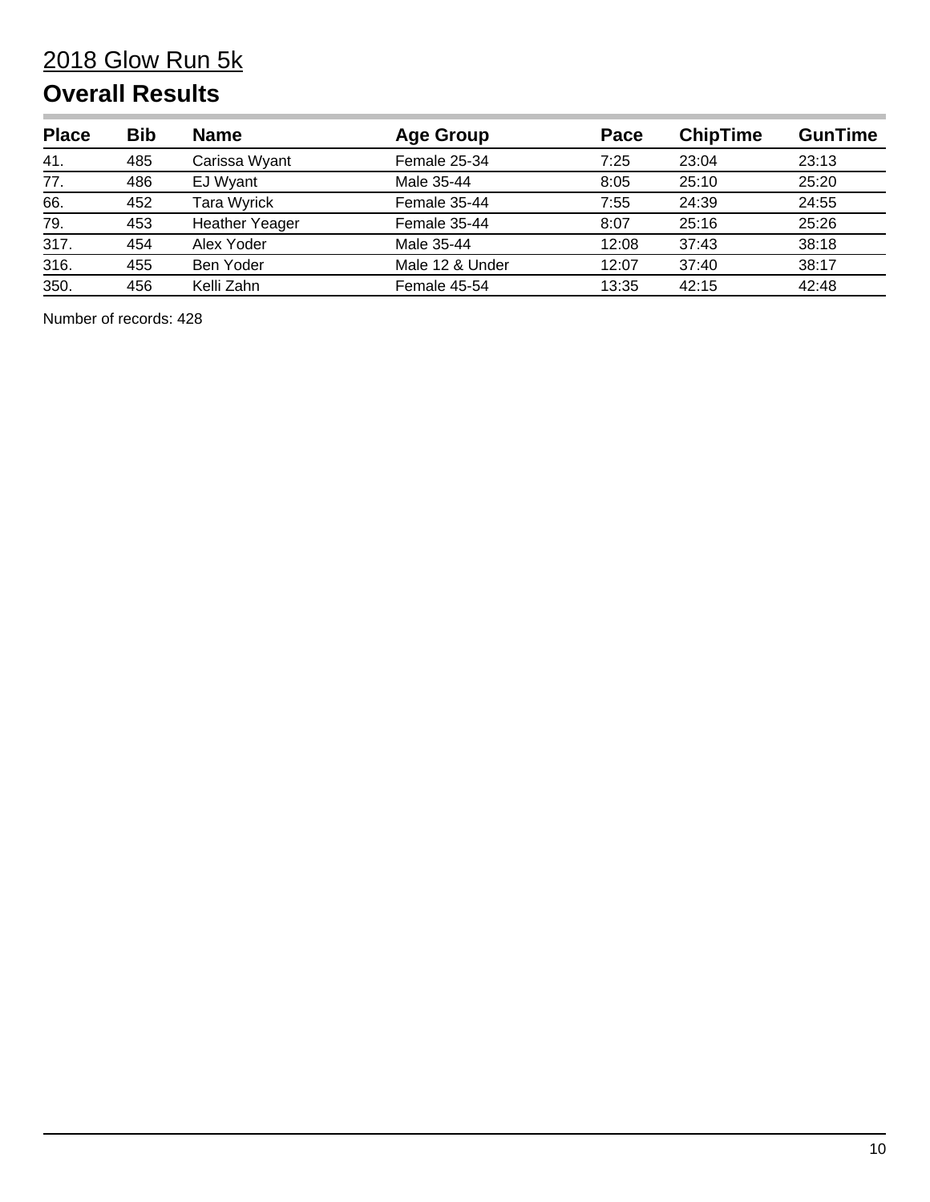# 2018 Glow Run 5k

## Overall Results

| Place | Bib | Name | Age Group | Pace | ChipTime | GunTime |
|---|---|---|---|---|---|---|
| 41. | 485 | Carissa Wyant | Female 25-34 | 7:25 | 23:04 | 23:13 |
| 77. | 486 | EJ Wyant | Male 35-44 | 8:05 | 25:10 | 25:20 |
| 66. | 452 | Tara Wyrick | Female 35-44 | 7:55 | 24:39 | 24:55 |
| 79. | 453 | Heather Yeager | Female 35-44 | 8:07 | 25:16 | 25:26 |
| 317. | 454 | Alex Yoder | Male 35-44 | 12:08 | 37:43 | 38:18 |
| 316. | 455 | Ben Yoder | Male 12 & Under | 12:07 | 37:40 | 38:17 |
| 350. | 456 | Kelli Zahn | Female 45-54 | 13:35 | 42:15 | 42:48 |

Number of records: 428